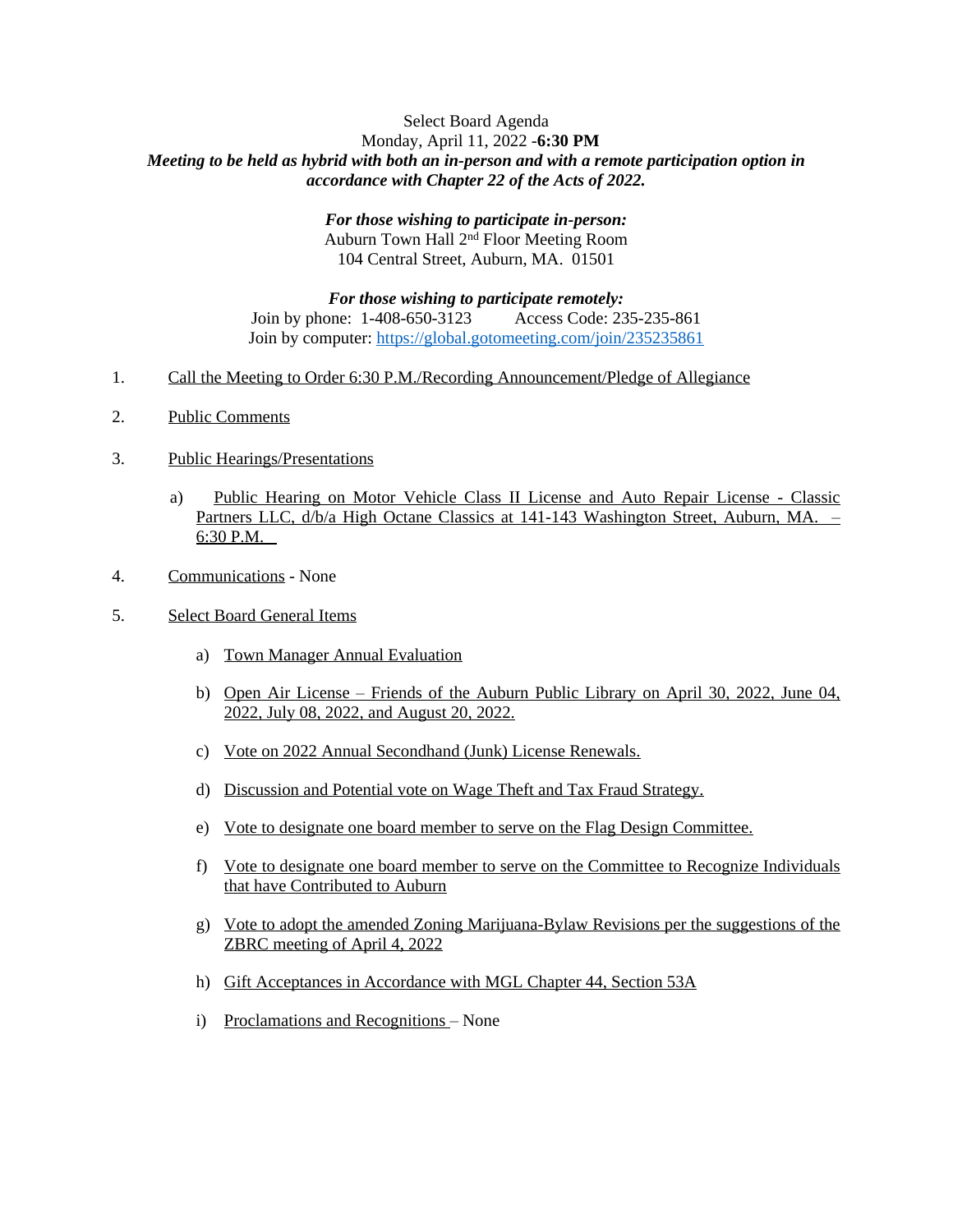Select Board Agenda
Monday, April 11, 2022 -**6:30 PM**
***Meeting to be held as hybrid with both an in-person and with a remote participation option in accordance with Chapter 22 of the Acts of 2022.***

***For those wishing to participate in-person:***
Auburn Town Hall 2nd Floor Meeting Room
104 Central Street, Auburn, MA. 01501

***For those wishing to participate remotely:***
Join by phone: 1-408-650-3123 Access Code: 235-235-861
Join by computer: https://global.gotomeeting.com/join/235235861

1. Call the Meeting to Order 6:30 P.M./Recording Announcement/Pledge of Allegiance

2. Public Comments

3. Public Hearings/Presentations

   a) Public Hearing on Motor Vehicle Class II License and Auto Repair License - Classic Partners LLC, d/b/a High Octane Classics at 141-143 Washington Street, Auburn, MA. – 6:30 P.M.

4. Communications - None

5. Select Board General Items

   a) Town Manager Annual Evaluation

   b) Open Air License – Friends of the Auburn Public Library on April 30, 2022, June 04, 2022, July 08, 2022, and August 20, 2022.

   c) Vote on 2022 Annual Secondhand (Junk) License Renewals.

   d) Discussion and Potential vote on Wage Theft and Tax Fraud Strategy.

   e) Vote to designate one board member to serve on the Flag Design Committee.

   f) Vote to designate one board member to serve on the Committee to Recognize Individuals that have Contributed to Auburn

   g) Vote to adopt the amended Zoning Marijuana-Bylaw Revisions per the suggestions of the ZBRC meeting of April 4, 2022

   h) Gift Acceptances in Accordance with MGL Chapter 44, Section 53A

   i) Proclamations and Recognitions – None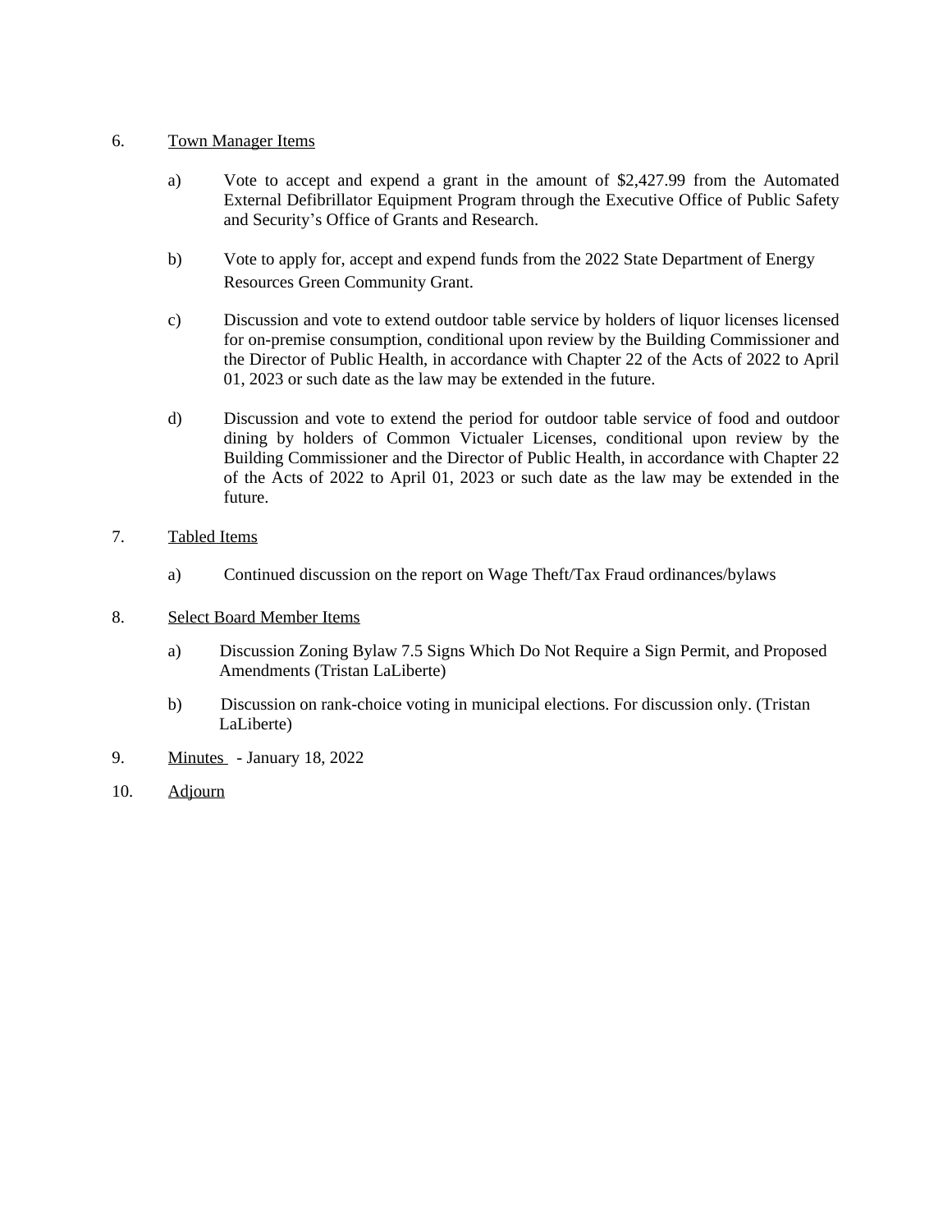6. Town Manager Items

   a) Vote to accept and expend a grant in the amount of $2,427.99 from the Automated External Defibrillator Equipment Program through the Executive Office of Public Safety and Security's Office of Grants and Research.

   b) Vote to apply for, accept and expend funds from the 2022 State Department of Energy Resources Green Community Grant.

   c) Discussion and vote to extend outdoor table service by holders of liquor licenses licensed for on-premise consumption, conditional upon review by the Building Commissioner and the Director of Public Health, in accordance with Chapter 22 of the Acts of 2022 to April 01, 2023 or such date as the law may be extended in the future.

   d) Discussion and vote to extend the period for outdoor table service of food and outdoor dining by holders of Common Victualer Licenses, conditional upon review by the Building Commissioner and the Director of Public Health, in accordance with Chapter 22 of the Acts of 2022 to April 01, 2023 or such date as the law may be extended in the future.

7. Tabled Items

   a) Continued discussion on the report on Wage Theft/Tax Fraud ordinances/bylaws

8. Select Board Member Items

   a) Discussion Zoning Bylaw 7.5 Signs Which Do Not Require a Sign Permit, and Proposed Amendments (Tristan LaLiberte)

   b) Discussion on rank-choice voting in municipal elections. For discussion only. (Tristan LaLiberte)

9. Minutes - January 18, 2022

10. Adjourn